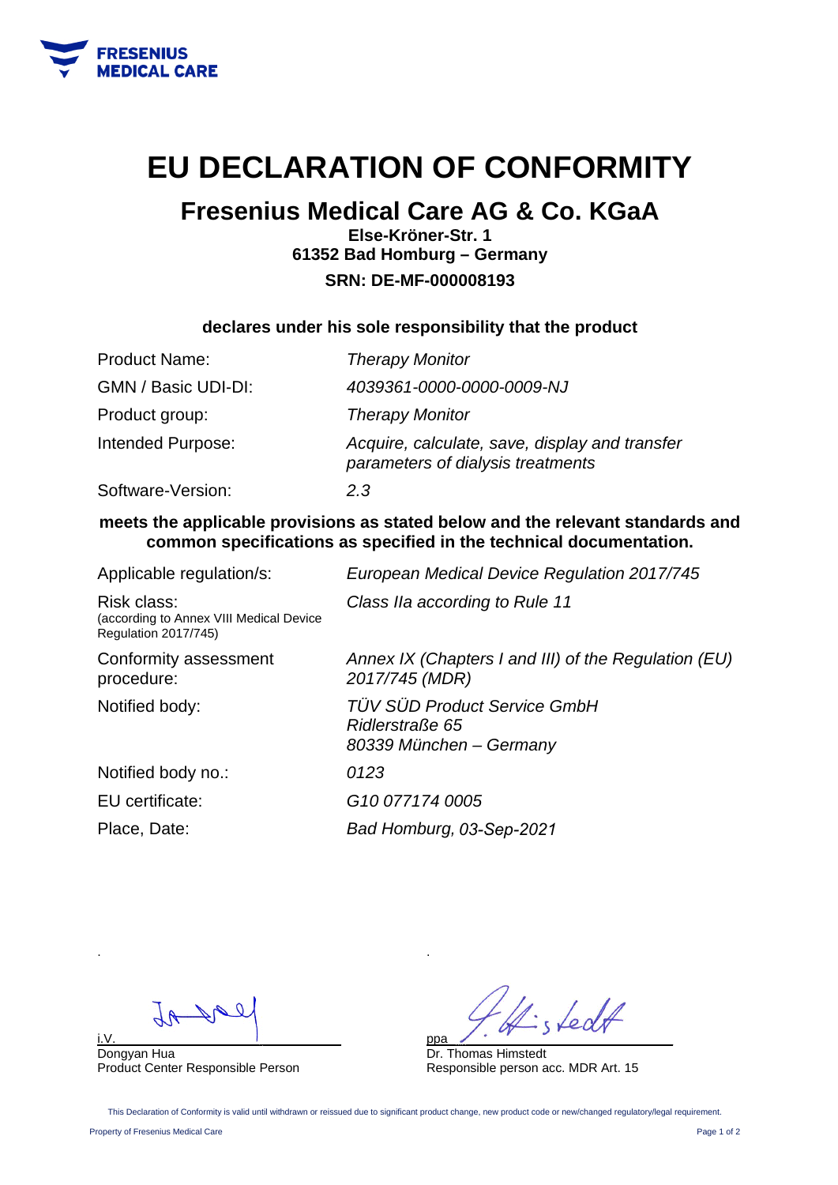# EU DECLARATION OF CONFORMITY

## Fresenius Medical Care AG & Co. KGaA

**Else-Kröner-Str. 1**
**61352 Bad Homburg – Germany**
**SRN: DE-MF-000008193**

**declares under his sole responsibility that the product**

| | |
|---|---|
| Product Name: | *Therapy Monitor* |
| GMN / Basic UDI-DI: | *4039361-0000-0000-0009-NJ* |
| Product group: | *Therapy Monitor* |
| Intended Purpose: | *Acquire, calculate, save, display and transfer parameters of dialysis treatments* |
| Software-Version: | *2.3* |

**meets the applicable provisions as stated below and the relevant standards and common specifications as specified in the technical documentation.**

| | |
|---|---|
| Applicable regulation/s: | *European Medical Device Regulation 2017/745* |
| Risk class: (according to Annex VIII Medical Device Regulation 2017/745) | *Class IIa according to Rule 11* |
| Conformity assessment procedure: | *Annex IX (Chapters I and III) of the Regulation (EU) 2017/745 (MDR)* |
| Notified body: | *TÜV SÜD Product Service GmbH Ridlerstraße 65 80339 München – Germany* |
| Notified body no.: | *0123* |
| EU certificate: | *G10 077174 0005* |
| Place, Date: | *Bad Homburg, 03-Sep-2021* |

i.V.
Dongyan Hua
Product Center Responsible Person

ppa
Dr. Thomas Himstedt
Responsible person acc. MDR Art. 15

This Declaration of Conformity is valid until withdrawn or reissued due to significant product change, new product code or new/changed regulatory/legal requirement.

Property of Fresenius Medical Care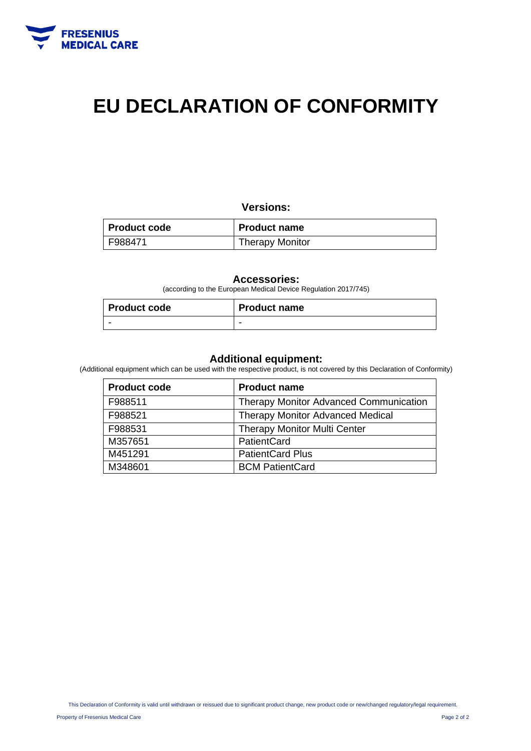# EU DECLARATION OF CONFORMITY

## Versions:

| Product code | Product name |
| --- | --- |
| F988471 | Therapy Monitor |

## Accessories:

(according to the European Medical Device Regulation 2017/745)

| Product code | Product name |
| --- | --- |
| - | - |

## Additional equipment:

(Additional equipment which can be used with the respective product, is not covered by this Declaration of Conformity)

| Product code | Product name |
| --- | --- |
| F988511 | Therapy Monitor Advanced Communication |
| F988521 | Therapy Monitor Advanced Medical |
| F988531 | Therapy Monitor Multi Center |
| M357651 | PatientCard |
| M451291 | PatientCard Plus |
| M348601 | BCM PatientCard |

This Declaration of Conformity is valid until withdrawn or reissued due to significant product change, new product code or new/changed regulatory/legal requirement.

Property of Fresenius Medical Care